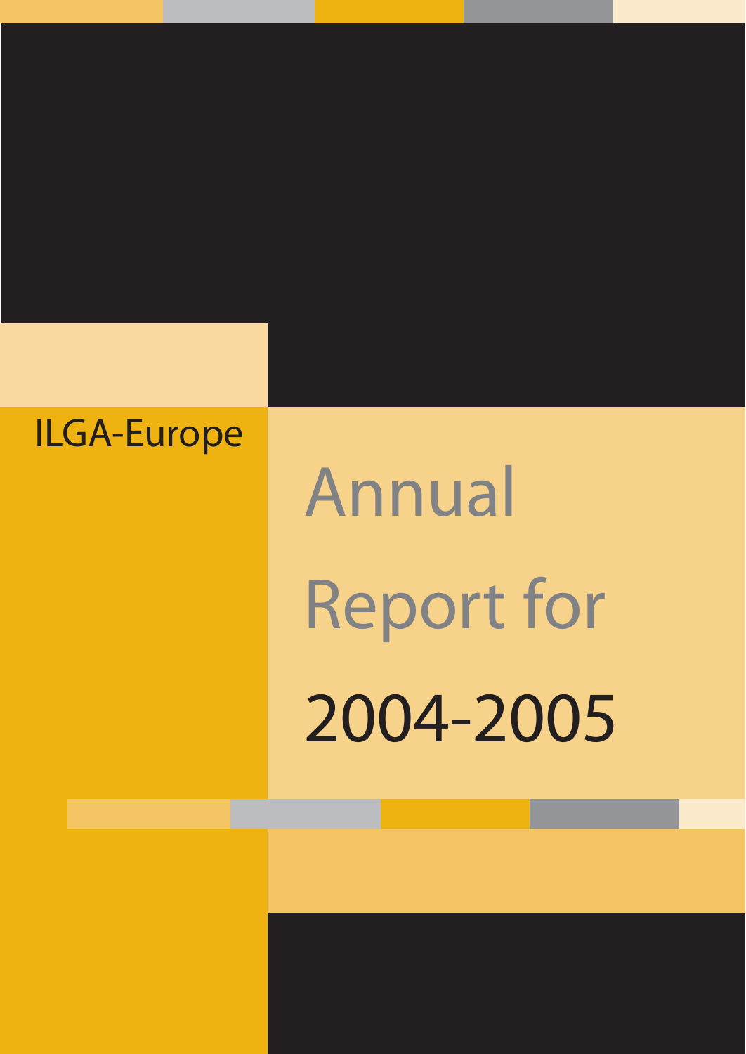ILGA-Europe

# Annual Report for 2004-2005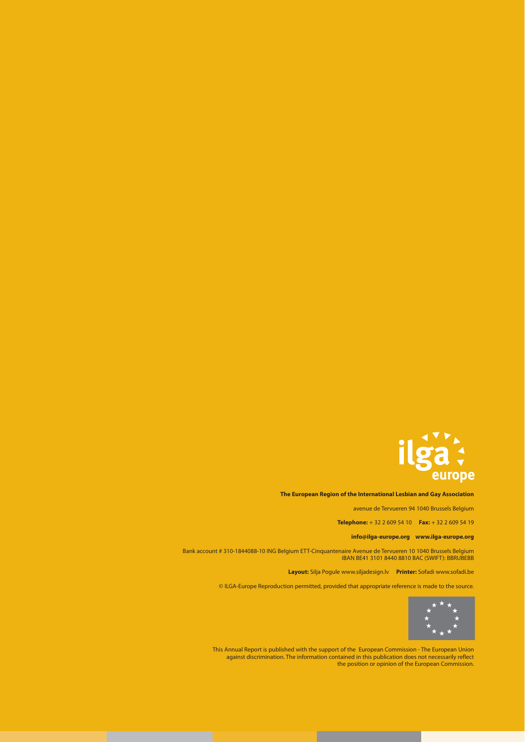ilga europe

**The European Region of the International Lesbian and Gay Association**

avenue de Tervueren 94 1040 Brussels Belgium

**Telephone:** + 32 2 609 54 10 **Fax:** + 32 2 609 54 19

**info@ilga-europe.org www.ilga-europe.org**

Bank account # 310-1844088-10 ING Belgium ETT-Cinquantenaire Avenue de Tervueren 10 1040 Brussels Belgium
IBAN BE41 3101 8440 8810 BAC (SWIFT): BBRUBEBB

**Layout:** Silja Pogule www.siljadesign.lv **Printer:** Sofadi www.sofadi.be

© ILGA-Europe Reproduction permitted, provided that appropriate reference is made to the source.

This Annual Report is published with the support of the European Commission - The European Union against discrimination. The information contained in this publication does not necessarily reflect the position or opinion of the European Commission.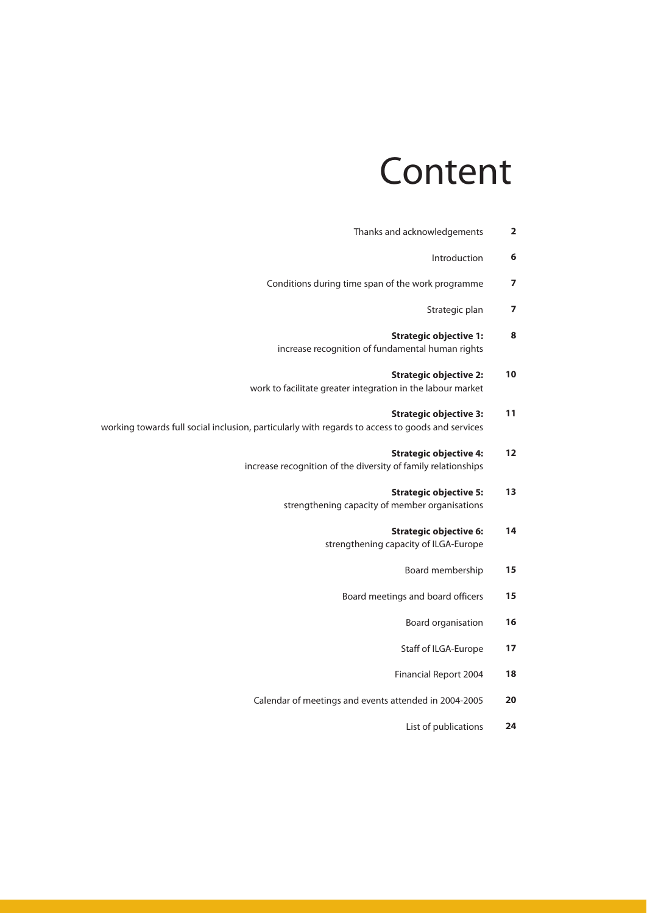# Content

| | |
|---|---|
| Thanks and acknowledgements | **2** |
| Introduction | **6** |
| Conditions during time span of the work programme | **7** |
| Strategic plan | **7** |
| **Strategic objective 1:** increase recognition of fundamental human rights | **8** |
| **Strategic objective 2:** work to facilitate greater integration in the labour market | **10** |
| **Strategic objective 3:** working towards full social inclusion, particularly with regards to access to goods and services | **11** |
| **Strategic objective 4:** increase recognition of the diversity of family relationships | **12** |
| **Strategic objective 5:** strengthening capacity of member organisations | **13** |
| **Strategic objective 6:** strengthening capacity of ILGA-Europe | **14** |
| Board membership | **15** |
| Board meetings and board officers | **15** |
| Board organisation | **16** |
| Staff of ILGA-Europe | **17** |
| Financial Report 2004 | **18** |
| Calendar of meetings and events attended in 2004-2005 | **20** |
| List of publications | **24** |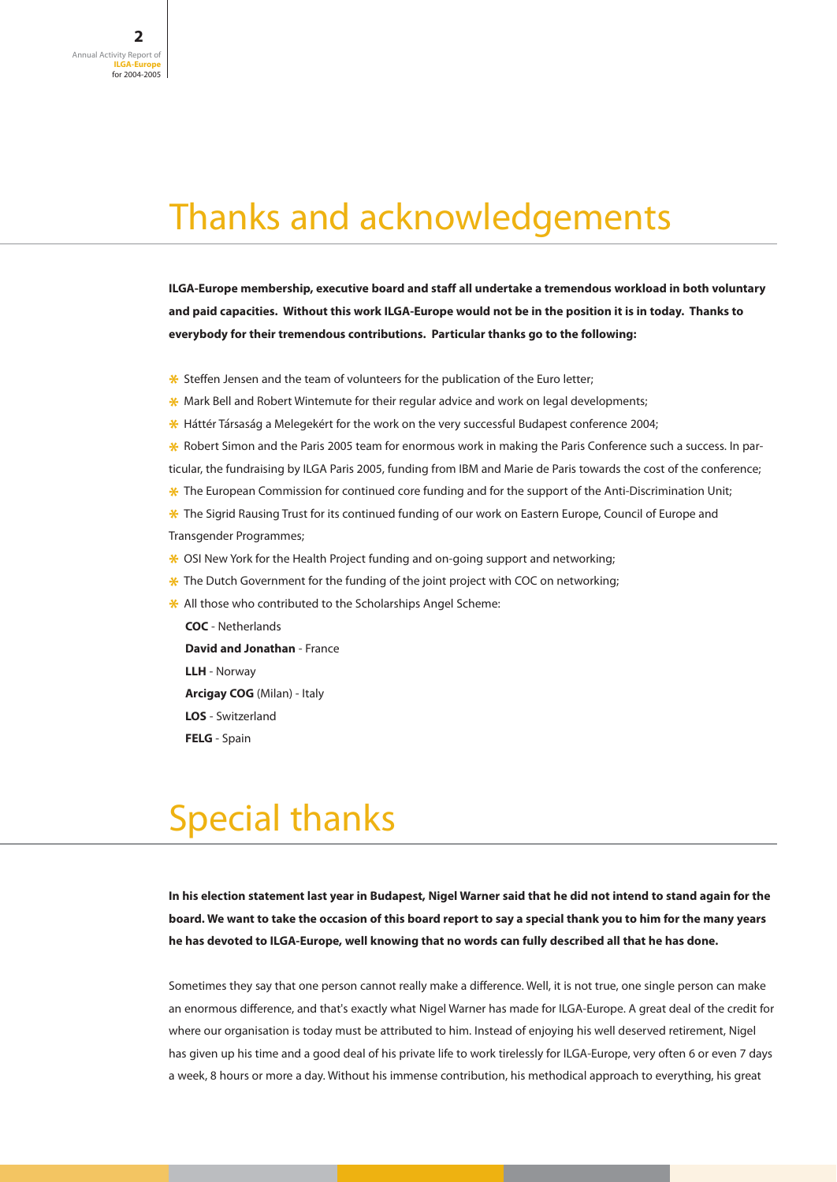# Thanks and acknowledgements

**ILGA-Europe membership, executive board and staff all undertake a tremendous workload in both voluntary and paid capacities. Without this work ILGA-Europe would not be in the position it is in today. Thanks to everybody for their tremendous contributions. Particular thanks go to the following:**

- Steffen Jensen and the team of volunteers for the publication of the Euro letter;
- Mark Bell and Robert Wintemute for their regular advice and work on legal developments;
- Háttér Társaság a Melegekért for the work on the very successful Budapest conference 2004;
- Robert Simon and the Paris 2005 team for enormous work in making the Paris Conference such a success. In particular, the fundraising by ILGA Paris 2005, funding from IBM and Marie de Paris towards the cost of the conference;
- The European Commission for continued core funding and for the support of the Anti-Discrimination Unit;
- The Sigrid Rausing Trust for its continued funding of our work on Eastern Europe, Council of Europe and Transgender Programmes;
- OSI New York for the Health Project funding and on-going support and networking;
- The Dutch Government for the funding of the joint project with COC on networking;
- All those who contributed to the Scholarships Angel Scheme:
  - **COC** - Netherlands
  - **David and Jonathan** - France
  - **LLH** - Norway
  - **Arcigay COG** (Milan) - Italy
  - **LOS** - Switzerland
  - **FELG** - Spain

# Special thanks

**In his election statement last year in Budapest, Nigel Warner said that he did not intend to stand again for the board. We want to take the occasion of this board report to say a special thank you to him for the many years he has devoted to ILGA-Europe, well knowing that no words can fully described all that he has done.**

Sometimes they say that one person cannot really make a difference. Well, it is not true, one single person can make an enormous difference, and that's exactly what Nigel Warner has made for ILGA-Europe. A great deal of the credit for where our organisation is today must be attributed to him. Instead of enjoying his well deserved retirement, Nigel has given up his time and a good deal of his private life to work tirelessly for ILGA-Europe, very often 6 or even 7 days a week, 8 hours or more a day. Without his immense contribution, his methodical approach to everything, his great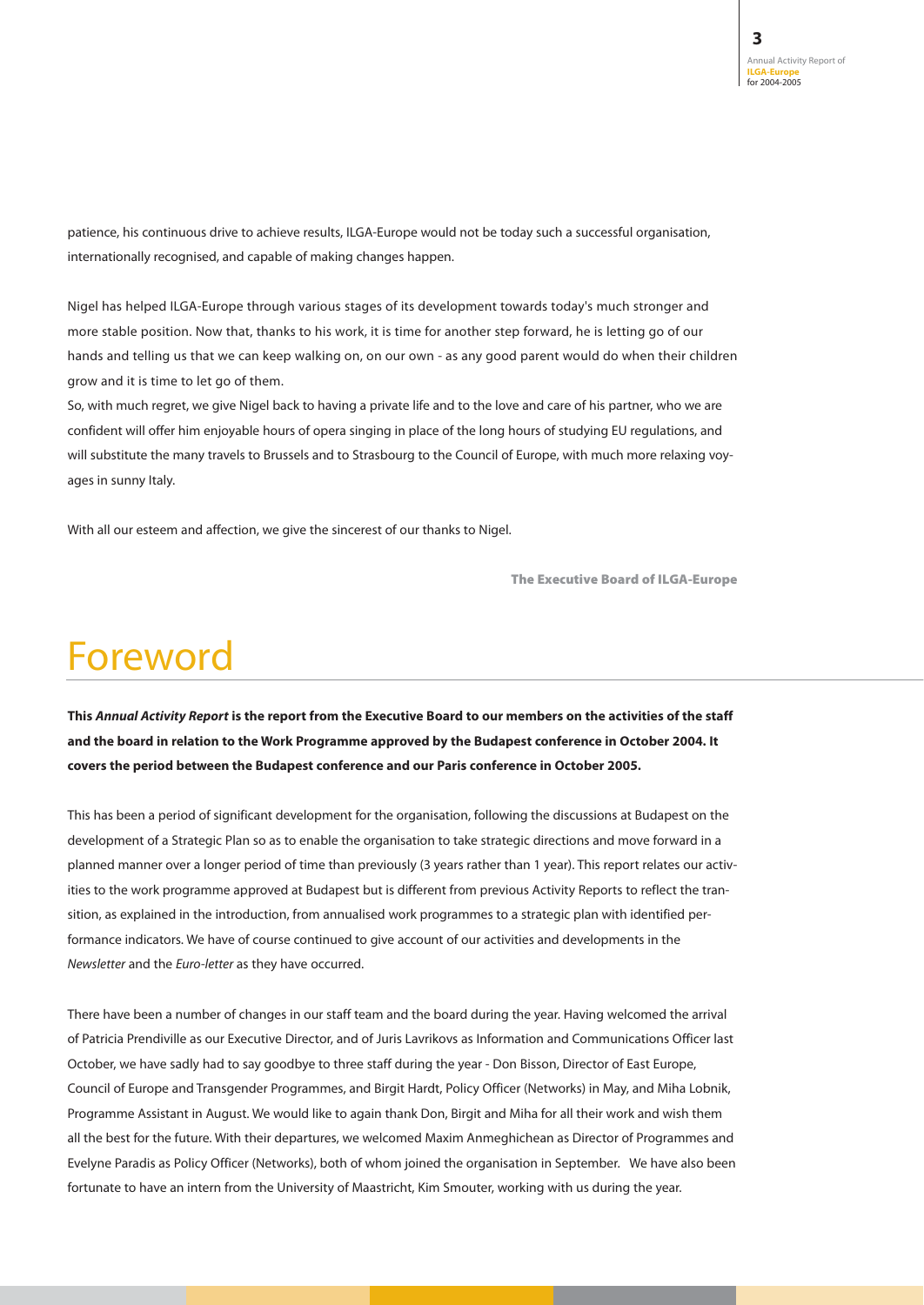patience, his continuous drive to achieve results, ILGA-Europe would not be today such a successful organisation, internationally recognised, and capable of making changes happen.

Nigel has helped ILGA-Europe through various stages of its development towards today's much stronger and more stable position. Now that, thanks to his work, it is time for another step forward, he is letting go of our hands and telling us that we can keep walking on, on our own - as any good parent would do when their children grow and it is time to let go of them.

So, with much regret, we give Nigel back to having a private life and to the love and care of his partner, who we are confident will offer him enjoyable hours of opera singing in place of the long hours of studying EU regulations, and will substitute the many travels to Brussels and to Strasbourg to the Council of Europe, with much more relaxing voyages in sunny Italy.

With all our esteem and affection, we give the sincerest of our thanks to Nigel.

**The Executive Board of ILGA-Europe**

# Foreword

**This *Annual Activity Report* is the report from the Executive Board to our members on the activities of the staff and the board in relation to the Work Programme approved by the Budapest conference in October 2004. It covers the period between the Budapest conference and our Paris conference in October 2005.**

This has been a period of significant development for the organisation, following the discussions at Budapest on the development of a Strategic Plan so as to enable the organisation to take strategic directions and move forward in a planned manner over a longer period of time than previously (3 years rather than 1 year). This report relates our activities to the work programme approved at Budapest but is different from previous Activity Reports to reflect the transition, as explained in the introduction, from annualised work programmes to a strategic plan with identified performance indicators. We have of course continued to give account of our activities and developments in the *Newsletter* and the *Euro-letter* as they have occurred.

There have been a number of changes in our staff team and the board during the year. Having welcomed the arrival of Patricia Prendiville as our Executive Director, and of Juris Lavrikovs as Information and Communications Officer last October, we have sadly had to say goodbye to three staff during the year - Don Bisson, Director of East Europe, Council of Europe and Transgender Programmes, and Birgit Hardt, Policy Officer (Networks) in May, and Miha Lobnik, Programme Assistant in August. We would like to again thank Don, Birgit and Miha for all their work and wish them all the best for the future. With their departures, we welcomed Maxim Anmeghichean as Director of Programmes and Evelyne Paradis as Policy Officer (Networks), both of whom joined the organisation in September. We have also been fortunate to have an intern from the University of Maastricht, Kim Smouter, working with us during the year.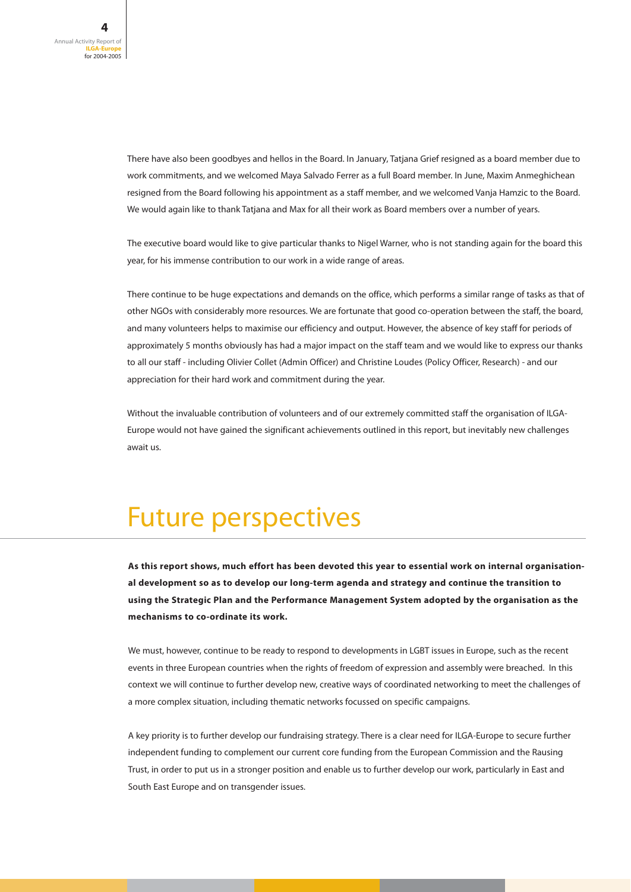There have also been goodbyes and hellos in the Board. In January, Tatjana Grief resigned as a board member due to work commitments, and we welcomed Maya Salvado Ferrer as a full Board member. In June, Maxim Anmeghichean resigned from the Board following his appointment as a staff member, and we welcomed Vanja Hamzic to the Board. We would again like to thank Tatjana and Max for all their work as Board members over a number of years.

The executive board would like to give particular thanks to Nigel Warner, who is not standing again for the board this year, for his immense contribution to our work in a wide range of areas.

There continue to be huge expectations and demands on the office, which performs a similar range of tasks as that of other NGOs with considerably more resources. We are fortunate that good co-operation between the staff, the board, and many volunteers helps to maximise our efficiency and output. However, the absence of key staff for periods of approximately 5 months obviously has had a major impact on the staff team and we would like to express our thanks to all our staff - including Olivier Collet (Admin Officer) and Christine Loudes (Policy Officer, Research) - and our appreciation for their hard work and commitment during the year.

Without the invaluable contribution of volunteers and of our extremely committed staff the organisation of ILGA-Europe would not have gained the significant achievements outlined in this report, but inevitably new challenges await us.

# Future perspectives

**As this report shows, much effort has been devoted this year to essential work on internal organisational development so as to develop our long-term agenda and strategy and continue the transition to using the Strategic Plan and the Performance Management System adopted by the organisation as the mechanisms to co-ordinate its work.**

We must, however, continue to be ready to respond to developments in LGBT issues in Europe, such as the recent events in three European countries when the rights of freedom of expression and assembly were breached. In this context we will continue to further develop new, creative ways of coordinated networking to meet the challenges of a more complex situation, including thematic networks focussed on specific campaigns.

A key priority is to further develop our fundraising strategy. There is a clear need for ILGA-Europe to secure further independent funding to complement our current core funding from the European Commission and the Rausing Trust, in order to put us in a stronger position and enable us to further develop our work, particularly in East and South East Europe and on transgender issues.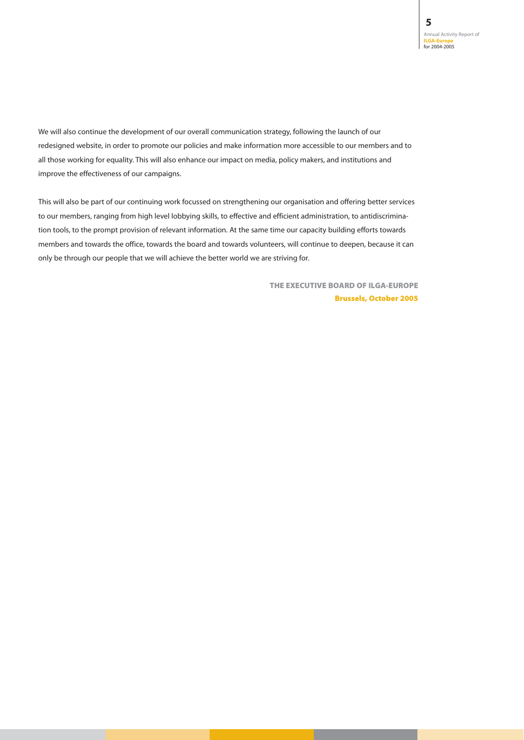We will also continue the development of our overall communication strategy, following the launch of our redesigned website, in order to promote our policies and make information more accessible to our members and to all those working for equality. This will also enhance our impact on media, policy makers, and institutions and improve the effectiveness of our campaigns.

This will also be part of our continuing work focussed on strengthening our organisation and offering better services to our members, ranging from high level lobbying skills, to effective and efficient administration, to antidiscrimination tools, to the prompt provision of relevant information. At the same time our capacity building efforts towards members and towards the office, towards the board and towards volunteers, will continue to deepen, because it can only be through our people that we will achieve the better world we are striving for.

**THE EXECUTIVE BOARD OF ILGA-EUROPE**
**Brussels, October 2005**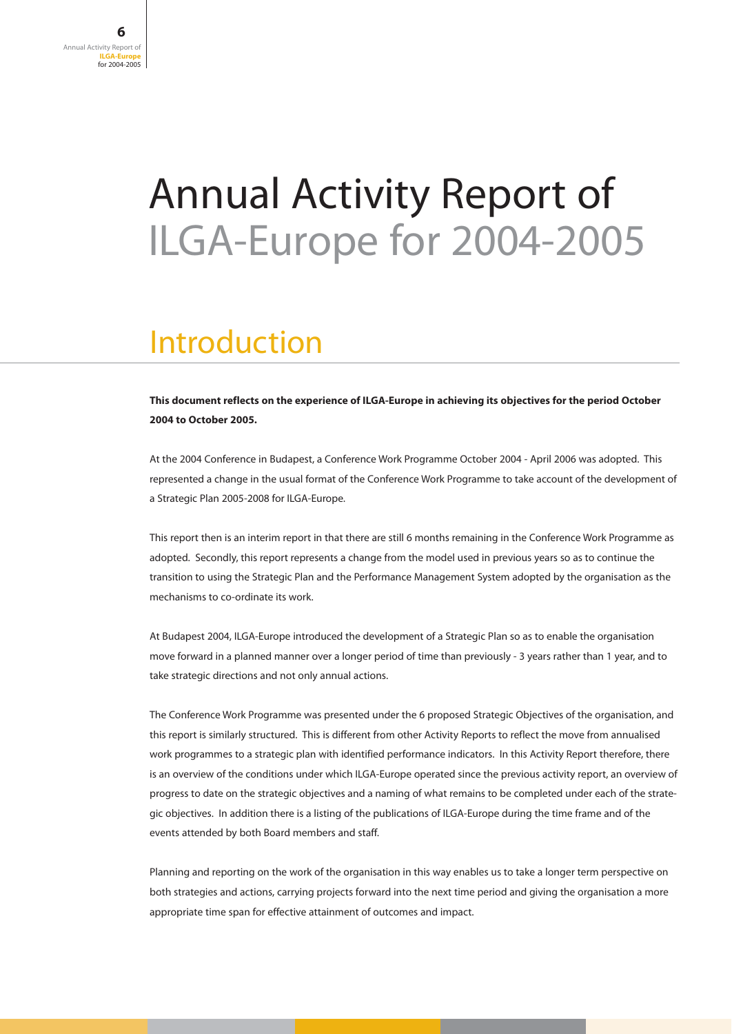# Annual Activity Report of ILGA-Europe for 2004-2005

## Introduction

**This document reflects on the experience of ILGA-Europe in achieving its objectives for the period October 2004 to October 2005.**

At the 2004 Conference in Budapest, a Conference Work Programme October 2004 - April 2006 was adopted. This represented a change in the usual format of the Conference Work Programme to take account of the development of a Strategic Plan 2005-2008 for ILGA-Europe.

This report then is an interim report in that there are still 6 months remaining in the Conference Work Programme as adopted. Secondly, this report represents a change from the model used in previous years so as to continue the transition to using the Strategic Plan and the Performance Management System adopted by the organisation as the mechanisms to co-ordinate its work.

At Budapest 2004, ILGA-Europe introduced the development of a Strategic Plan so as to enable the organisation move forward in a planned manner over a longer period of time than previously - 3 years rather than 1 year, and to take strategic directions and not only annual actions.

The Conference Work Programme was presented under the 6 proposed Strategic Objectives of the organisation, and this report is similarly structured. This is different from other Activity Reports to reflect the move from annualised work programmes to a strategic plan with identified performance indicators. In this Activity Report therefore, there is an overview of the conditions under which ILGA-Europe operated since the previous activity report, an overview of progress to date on the strategic objectives and a naming of what remains to be completed under each of the strategic objectives. In addition there is a listing of the publications of ILGA-Europe during the time frame and of the events attended by both Board members and staff.

Planning and reporting on the work of the organisation in this way enables us to take a longer term perspective on both strategies and actions, carrying projects forward into the next time period and giving the organisation a more appropriate time span for effective attainment of outcomes and impact.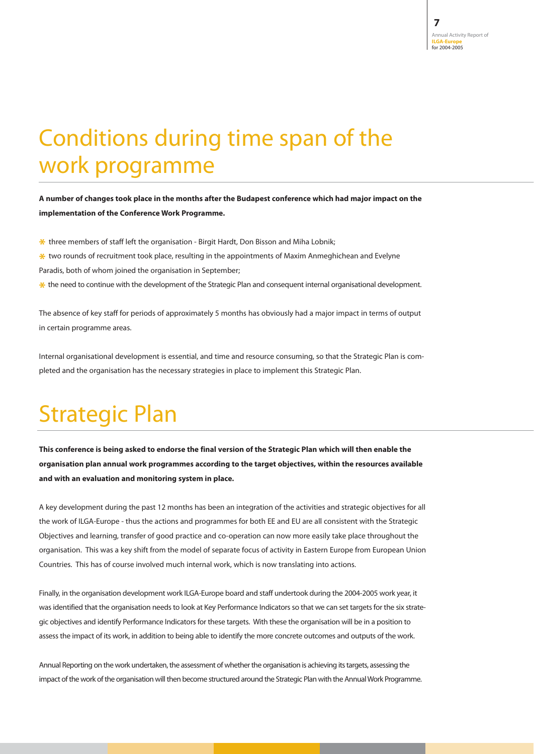# Conditions during time span of the work programme

**A number of changes took place in the months after the Budapest conference which had major impact on the implementation of the Conference Work Programme.**

- three members of staff left the organisation - Birgit Hardt, Don Bisson and Miha Lobnik;
- two rounds of recruitment took place, resulting in the appointments of Maxim Anmeghichean and Evelyne Paradis, both of whom joined the organisation in September;
- the need to continue with the development of the Strategic Plan and consequent internal organisational development.

The absence of key staff for periods of approximately 5 months has obviously had a major impact in terms of output in certain programme areas.

Internal organisational development is essential, and time and resource consuming, so that the Strategic Plan is completed and the organisation has the necessary strategies in place to implement this Strategic Plan.

# Strategic Plan

**This conference is being asked to endorse the final version of the Strategic Plan which will then enable the organisation plan annual work programmes according to the target objectives, within the resources available and with an evaluation and monitoring system in place.**

A key development during the past 12 months has been an integration of the activities and strategic objectives for all the work of ILGA-Europe - thus the actions and programmes for both EE and EU are all consistent with the Strategic Objectives and learning, transfer of good practice and co-operation can now more easily take place throughout the organisation. This was a key shift from the model of separate focus of activity in Eastern Europe from European Union Countries. This has of course involved much internal work, which is now translating into actions.

Finally, in the organisation development work ILGA-Europe board and staff undertook during the 2004-2005 work year, it was identified that the organisation needs to look at Key Performance Indicators so that we can set targets for the six strategic objectives and identify Performance Indicators for these targets. With these the organisation will be in a position to assess the impact of its work, in addition to being able to identify the more concrete outcomes and outputs of the work.

Annual Reporting on the work undertaken, the assessment of whether the organisation is achieving its targets, assessing the impact of the work of the organisation will then become structured around the Strategic Plan with the Annual Work Programme.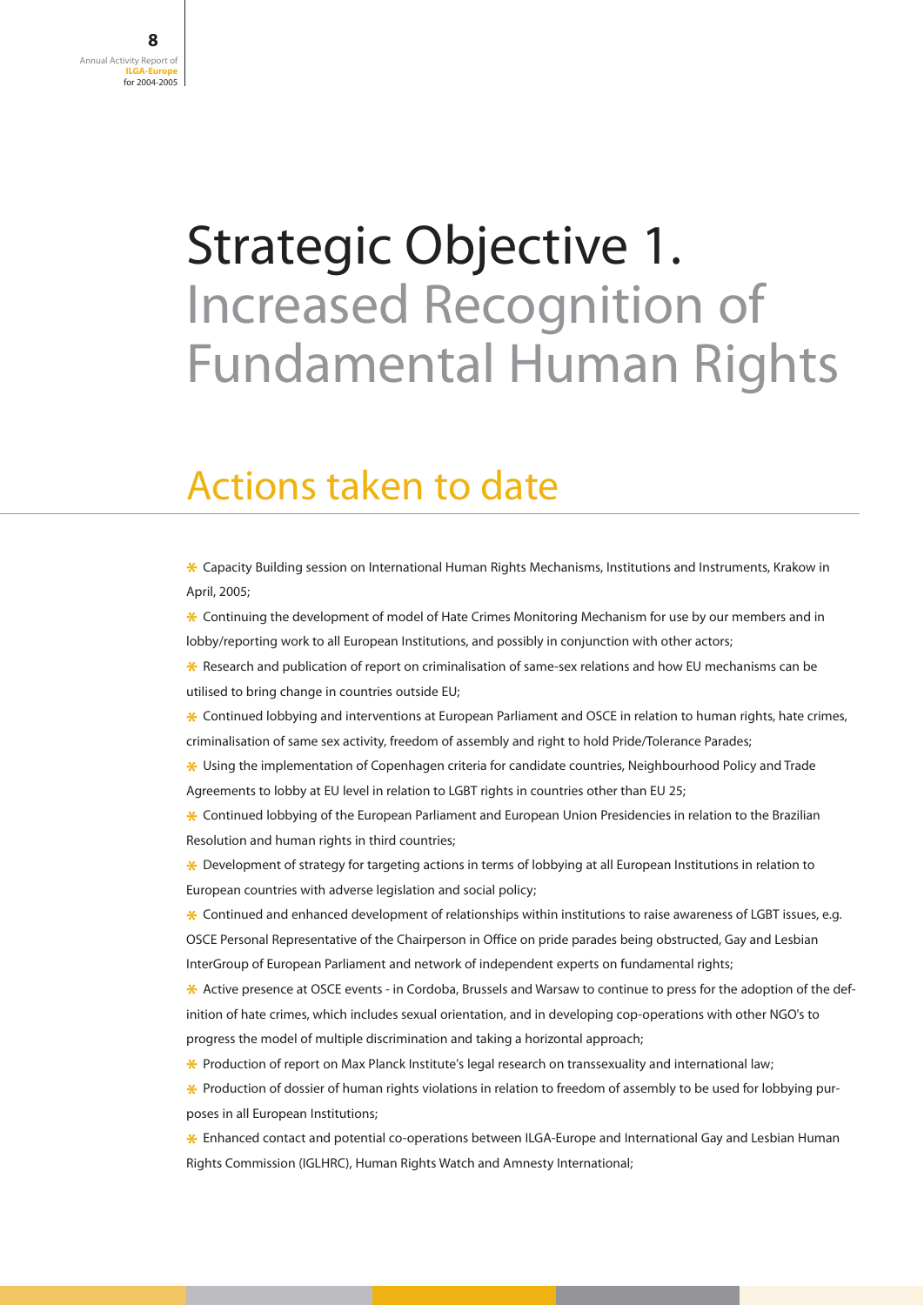# Strategic Objective 1.
## Increased Recognition of Fundamental Human Rights

## Actions taken to date

- Capacity Building session on International Human Rights Mechanisms, Institutions and Instruments, Krakow in April, 2005;
- Continuing the development of model of Hate Crimes Monitoring Mechanism for use by our members and in lobby/reporting work to all European Institutions, and possibly in conjunction with other actors;
- Research and publication of report on criminalisation of same-sex relations and how EU mechanisms can be utilised to bring change in countries outside EU;
- Continued lobbying and interventions at European Parliament and OSCE in relation to human rights, hate crimes, criminalisation of same sex activity, freedom of assembly and right to hold Pride/Tolerance Parades;
- Using the implementation of Copenhagen criteria for candidate countries, Neighbourhood Policy and Trade Agreements to lobby at EU level in relation to LGBT rights in countries other than EU 25;
- Continued lobbying of the European Parliament and European Union Presidencies in relation to the Brazilian Resolution and human rights in third countries;
- Development of strategy for targeting actions in terms of lobbying at all European Institutions in relation to European countries with adverse legislation and social policy;
- Continued and enhanced development of relationships within institutions to raise awareness of LGBT issues, e.g. OSCE Personal Representative of the Chairperson in Office on pride parades being obstructed, Gay and Lesbian InterGroup of European Parliament and network of independent experts on fundamental rights;
- Active presence at OSCE events - in Cordoba, Brussels and Warsaw to continue to press for the adoption of the definition of hate crimes, which includes sexual orientation, and in developing cop-operations with other NGO's to progress the model of multiple discrimination and taking a horizontal approach;
- Production of report on Max Planck Institute's legal research on transsexuality and international law;
- Production of dossier of human rights violations in relation to freedom of assembly to be used for lobbying purposes in all European Institutions;
- Enhanced contact and potential co-operations between ILGA-Europe and International Gay and Lesbian Human Rights Commission (IGLHRC), Human Rights Watch and Amnesty International;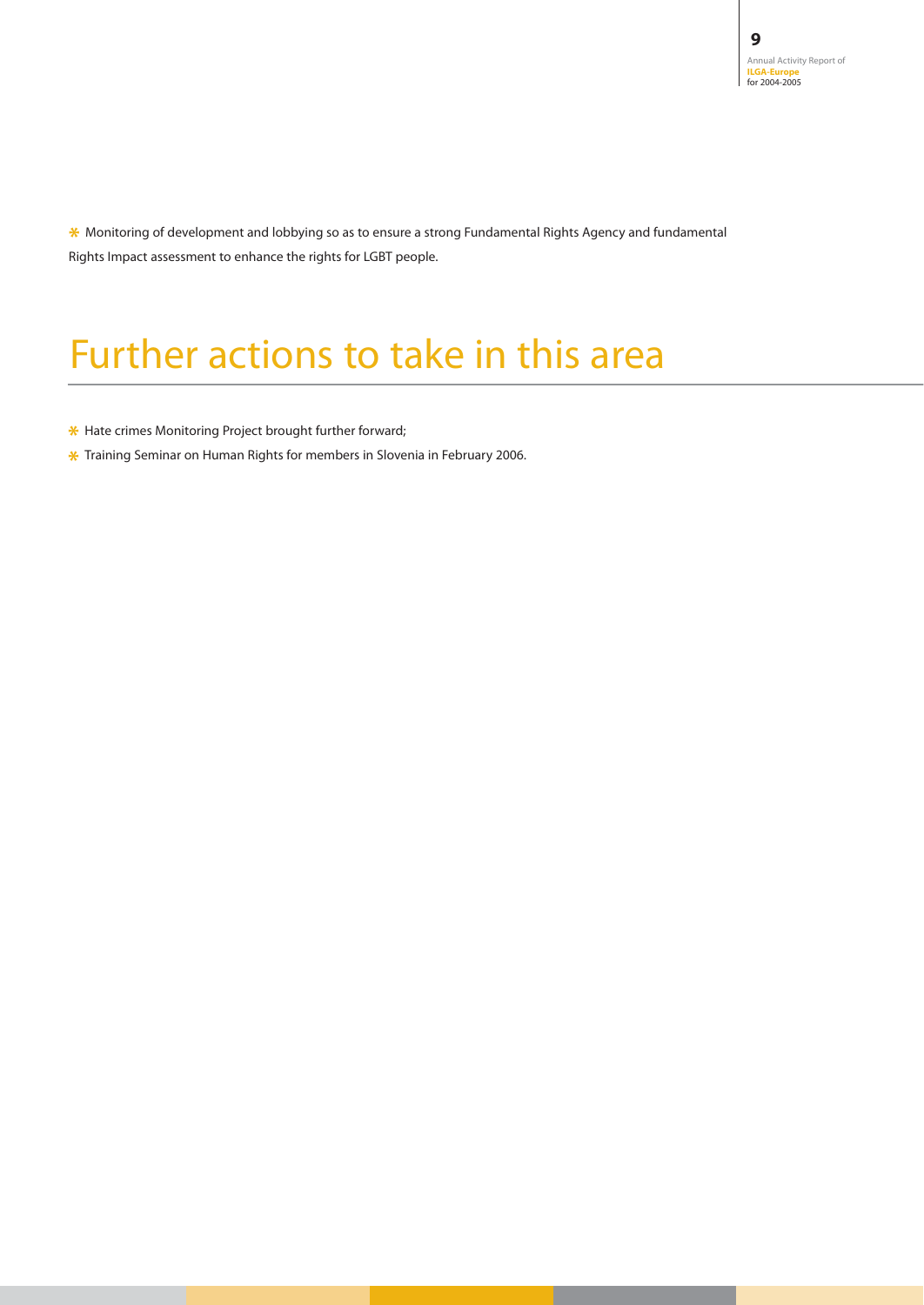- Monitoring of development and lobbying so as to ensure a strong Fundamental Rights Agency and fundamental Rights Impact assessment to enhance the rights for LGBT people.

# Further actions to take in this area

- Hate crimes Monitoring Project brought further forward;
- Training Seminar on Human Rights for members in Slovenia in February 2006.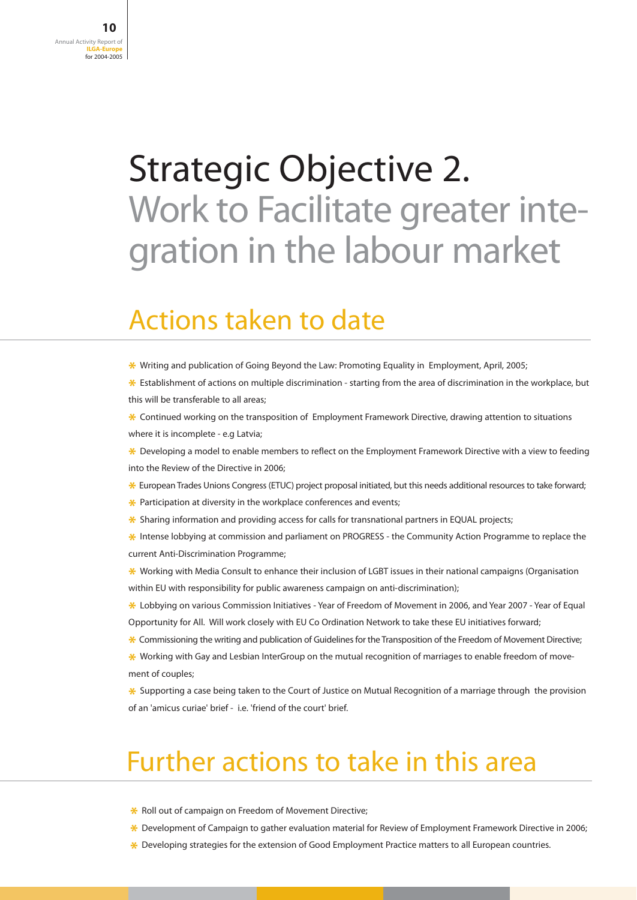# Strategic Objective 2.

## Work to Facilitate greater integration in the labour market

## Actions taken to date

- Writing and publication of Going Beyond the Law: Promoting Equality in Employment, April, 2005;
- Establishment of actions on multiple discrimination - starting from the area of discrimination in the workplace, but this will be transferable to all areas;
- Continued working on the transposition of Employment Framework Directive, drawing attention to situations where it is incomplete - e.g Latvia;
- Developing a model to enable members to reflect on the Employment Framework Directive with a view to feeding into the Review of the Directive in 2006;
- European Trades Unions Congress (ETUC) project proposal initiated, but this needs additional resources to take forward;
- Participation at diversity in the workplace conferences and events;
- Sharing information and providing access for calls for transnational partners in EQUAL projects;
- Intense lobbying at commission and parliament on PROGRESS - the Community Action Programme to replace the current Anti-Discrimination Programme;
- Working with Media Consult to enhance their inclusion of LGBT issues in their national campaigns (Organisation within EU with responsibility for public awareness campaign on anti-discrimination);
- Lobbying on various Commission Initiatives - Year of Freedom of Movement in 2006, and Year 2007 - Year of Equal Opportunity for All. Will work closely with EU Co Ordination Network to take these EU initiatives forward;
- Commissioning the writing and publication of Guidelines for the Transposition of the Freedom of Movement Directive;
- Working with Gay and Lesbian InterGroup on the mutual recognition of marriages to enable freedom of movement of couples;
- Supporting a case being taken to the Court of Justice on Mutual Recognition of a marriage through the provision of an 'amicus curiae' brief - i.e. 'friend of the court' brief.

## Further actions to take in this area

- Roll out of campaign on Freedom of Movement Directive;
- Development of Campaign to gather evaluation material for Review of Employment Framework Directive in 2006;
- Developing strategies for the extension of Good Employment Practice matters to all European countries.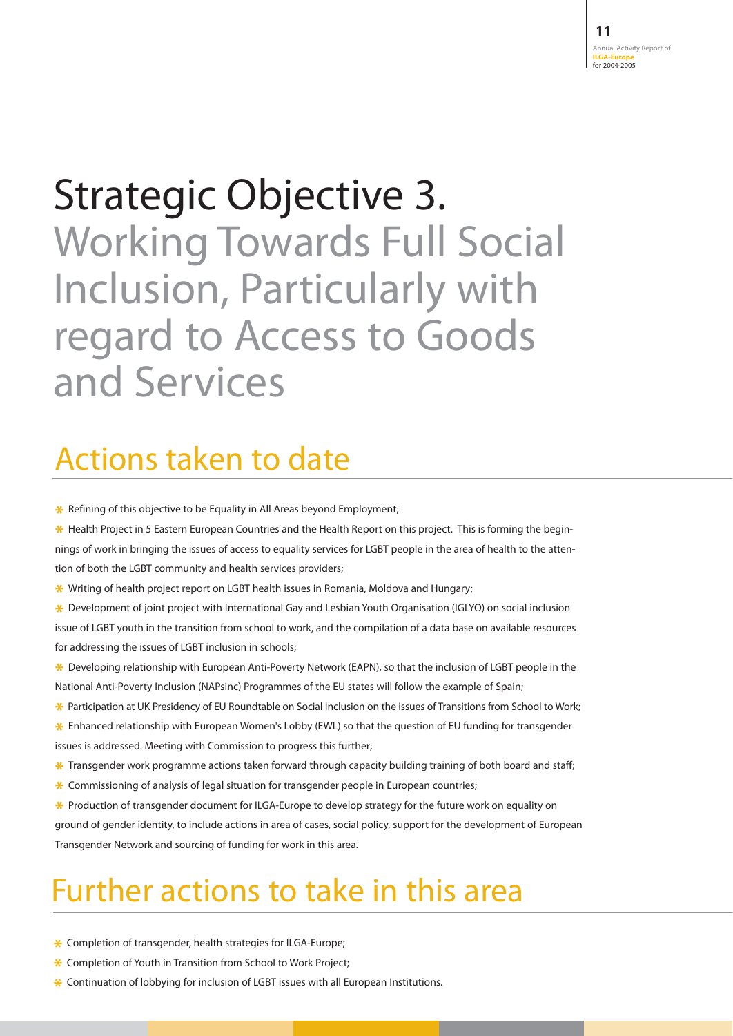# Strategic Objective 3.

## Working Towards Full Social Inclusion, Particularly with regard to Access to Goods and Services

## Actions taken to date

- Refining of this objective to be Equality in All Areas beyond Employment;
- Health Project in 5 Eastern European Countries and the Health Report on this project. This is forming the beginnings of work in bringing the issues of access to equality services for LGBT people in the area of health to the attention of both the LGBT community and health services providers;
- Writing of health project report on LGBT health issues in Romania, Moldova and Hungary;
- Development of joint project with International Gay and Lesbian Youth Organisation (IGLYO) on social inclusion issue of LGBT youth in the transition from school to work, and the compilation of a data base on available resources for addressing the issues of LGBT inclusion in schools;
- Developing relationship with European Anti-Poverty Network (EAPN), so that the inclusion of LGBT people in the National Anti-Poverty Inclusion (NAPsinc) Programmes of the EU states will follow the example of Spain;
- Participation at UK Presidency of EU Roundtable on Social Inclusion on the issues of Transitions from School to Work;
- Enhanced relationship with European Women's Lobby (EWL) so that the question of EU funding for transgender issues is addressed. Meeting with Commission to progress this further;
- Transgender work programme actions taken forward through capacity building training of both board and staff;
- Commissioning of analysis of legal situation for transgender people in European countries;
- Production of transgender document for ILGA-Europe to develop strategy for the future work on equality on ground of gender identity, to include actions in area of cases, social policy, support for the development of European Transgender Network and sourcing of funding for work in this area.

## Further actions to take in this area

- Completion of transgender, health strategies for ILGA-Europe;
- Completion of Youth in Transition from School to Work Project;
- Continuation of lobbying for inclusion of LGBT issues with all European Institutions.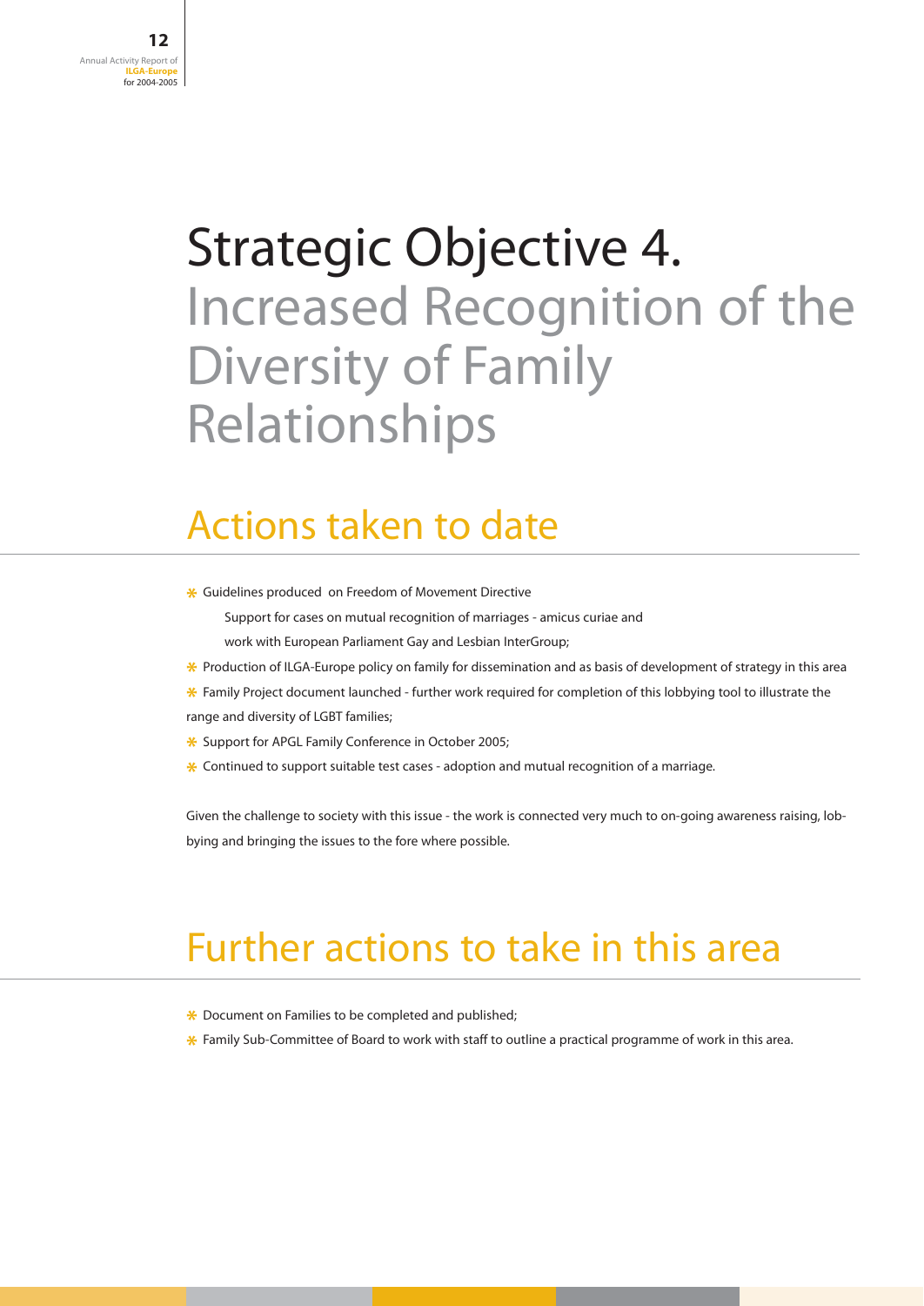# Strategic Objective 4. Increased Recognition of the Diversity of Family Relationships

## Actions taken to date

- Guidelines produced on Freedom of Movement Directive
  Support for cases on mutual recognition of marriages - amicus curiae and
  work with European Parliament Gay and Lesbian InterGroup;
- Production of ILGA-Europe policy on family for dissemination and as basis of development of strategy in this area
- Family Project document launched - further work required for completion of this lobbying tool to illustrate the range and diversity of LGBT families;
- Support for APGL Family Conference in October 2005;
- Continued to support suitable test cases - adoption and mutual recognition of a marriage.

Given the challenge to society with this issue - the work is connected very much to on-going awareness raising, lobbying and bringing the issues to the fore where possible.

## Further actions to take in this area

- Document on Families to be completed and published;
- Family Sub-Committee of Board to work with staff to outline a practical programme of work in this area.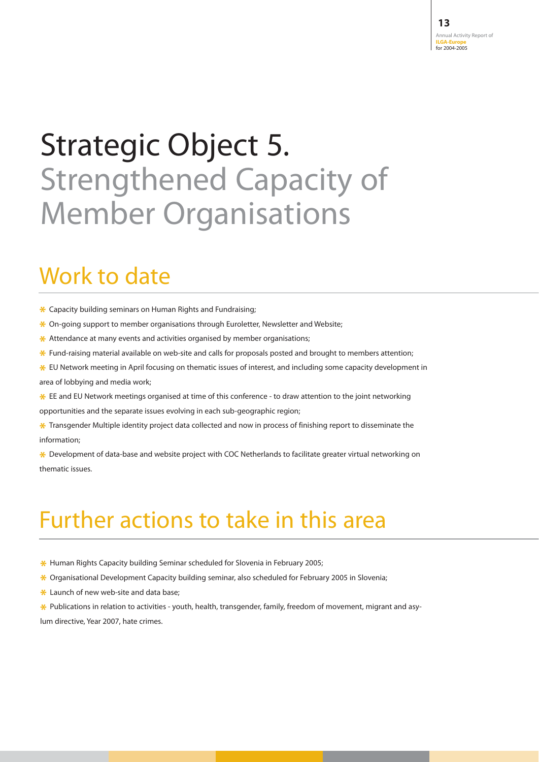# Strategic Object 5. Strengthened Capacity of Member Organisations

## Work to date

- Capacity building seminars on Human Rights and Fundraising;
- On-going support to member organisations through Euroletter, Newsletter and Website;
- Attendance at many events and activities organised by member organisations;
- Fund-raising material available on web-site and calls for proposals posted and brought to members attention;
- EU Network meeting in April focusing on thematic issues of interest, and including some capacity development in area of lobbying and media work;
- EE and EU Network meetings organised at time of this conference - to draw attention to the joint networking opportunities and the separate issues evolving in each sub-geographic region;
- Transgender Multiple identity project data collected and now in process of finishing report to disseminate the information;
- Development of data-base and website project with COC Netherlands to facilitate greater virtual networking on thematic issues.

## Further actions to take in this area

- Human Rights Capacity building Seminar scheduled for Slovenia in February 2005;
- Organisational Development Capacity building seminar, also scheduled for February 2005 in Slovenia;
- Launch of new web-site and data base;
- Publications in relation to activities - youth, health, transgender, family, freedom of movement, migrant and asylum directive, Year 2007, hate crimes.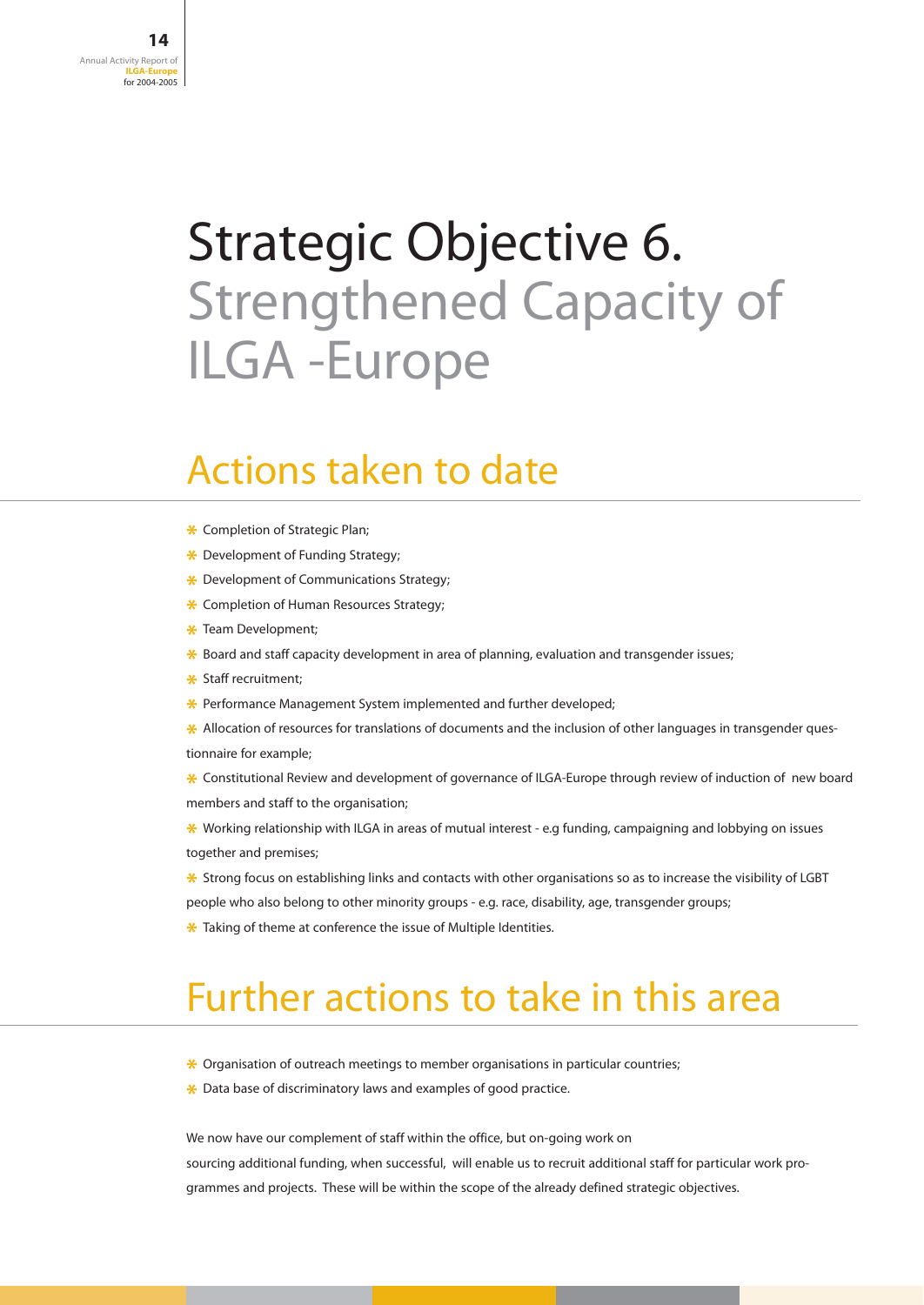# Strategic Objective 6. Strengthened Capacity of ILGA -Europe

## Actions taken to date

- Completion of Strategic Plan;
- Development of Funding Strategy;
- Development of Communications Strategy;
- Completion of Human Resources Strategy;
- Team Development;
- Board and staff capacity development in area of planning, evaluation and transgender issues;
- Staff recruitment;
- Performance Management System implemented and further developed;
- Allocation of resources for translations of documents and the inclusion of other languages in transgender questionnaire for example;
- Constitutional Review and development of governance of ILGA-Europe through review of induction of new board members and staff to the organisation;
- Working relationship with ILGA in areas of mutual interest - e.g funding, campaigning and lobbying on issues together and premises;
- Strong focus on establishing links and contacts with other organisations so as to increase the visibility of LGBT people who also belong to other minority groups - e.g. race, disability, age, transgender groups;
- Taking of theme at conference the issue of Multiple Identities.

## Further actions to take in this area

- Organisation of outreach meetings to member organisations in particular countries;
- Data base of discriminatory laws and examples of good practice.

We now have our complement of staff within the office, but on-going work on sourcing additional funding, when successful, will enable us to recruit additional staff for particular work programmes and projects. These will be within the scope of the already defined strategic objectives.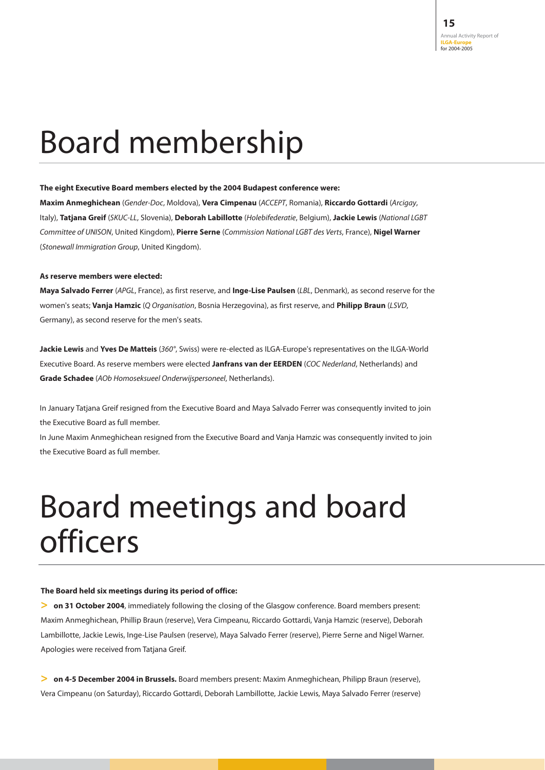# Board membership

**The eight Executive Board members elected by the 2004 Budapest conference were:**

**Maxim Anmeghichean** (*Gender-Doc*, Moldova), **Vera Cimpenau** (*ACCEPT*, Romania), **Riccardo Gottardi** (*Arcigay*, Italy), **Tatjana Greif** (*SKUC-LL*, Slovenia), **Deborah Labillotte** (*Holebifederatie*, Belgium), **Jackie Lewis** (*National LGBT Committee of UNISON*, United Kingdom), **Pierre Serne** (*Commission National LGBT des Verts*, France), **Nigel Warner** (*Stonewall Immigration Group*, United Kingdom).

**As reserve members were elected:**

**Maya Salvado Ferrer** (*APGL*, France), as first reserve, and **Inge-Lise Paulsen** (*LBL*, Denmark), as second reserve for the women's seats; **Vanja Hamzic** (*Q Organisation*, Bosnia Herzegovina), as first reserve, and **Philipp Braun** (*LSVD*, Germany), as second reserve for the men's seats.

**Jackie Lewis** and **Yves De Matteis** (*360°*, Swiss) were re-elected as ILGA-Europe's representatives on the ILGA-World Executive Board. As reserve members were elected **Janfrans van der EERDEN** (*COC Nederland*, Netherlands) and **Grade Schadee** (*AOb Homoseksueel Onderwijspersoneel*, Netherlands).

In January Tatjana Greif resigned from the Executive Board and Maya Salvado Ferrer was consequently invited to join the Executive Board as full member.

In June Maxim Anmeghichean resigned from the Executive Board and Vanja Hamzic was consequently invited to join the Executive Board as full member.

# Board meetings and board officers

**The Board held six meetings during its period of office:**

> **on 31 October 2004**, immediately following the closing of the Glasgow conference. Board members present: Maxim Anmeghichean, Phillip Braun (reserve), Vera Cimpeanu, Riccardo Gottardi, Vanja Hamzic (reserve), Deborah Lambillotte, Jackie Lewis, Inge-Lise Paulsen (reserve), Maya Salvado Ferrer (reserve), Pierre Serne and Nigel Warner. Apologies were received from Tatjana Greif.

> **on 4-5 December 2004 in Brussels.** Board members present: Maxim Anmeghichean, Philipp Braun (reserve), Vera Cimpeanu (on Saturday), Riccardo Gottardi, Deborah Lambillotte, Jackie Lewis, Maya Salvado Ferrer (reserve)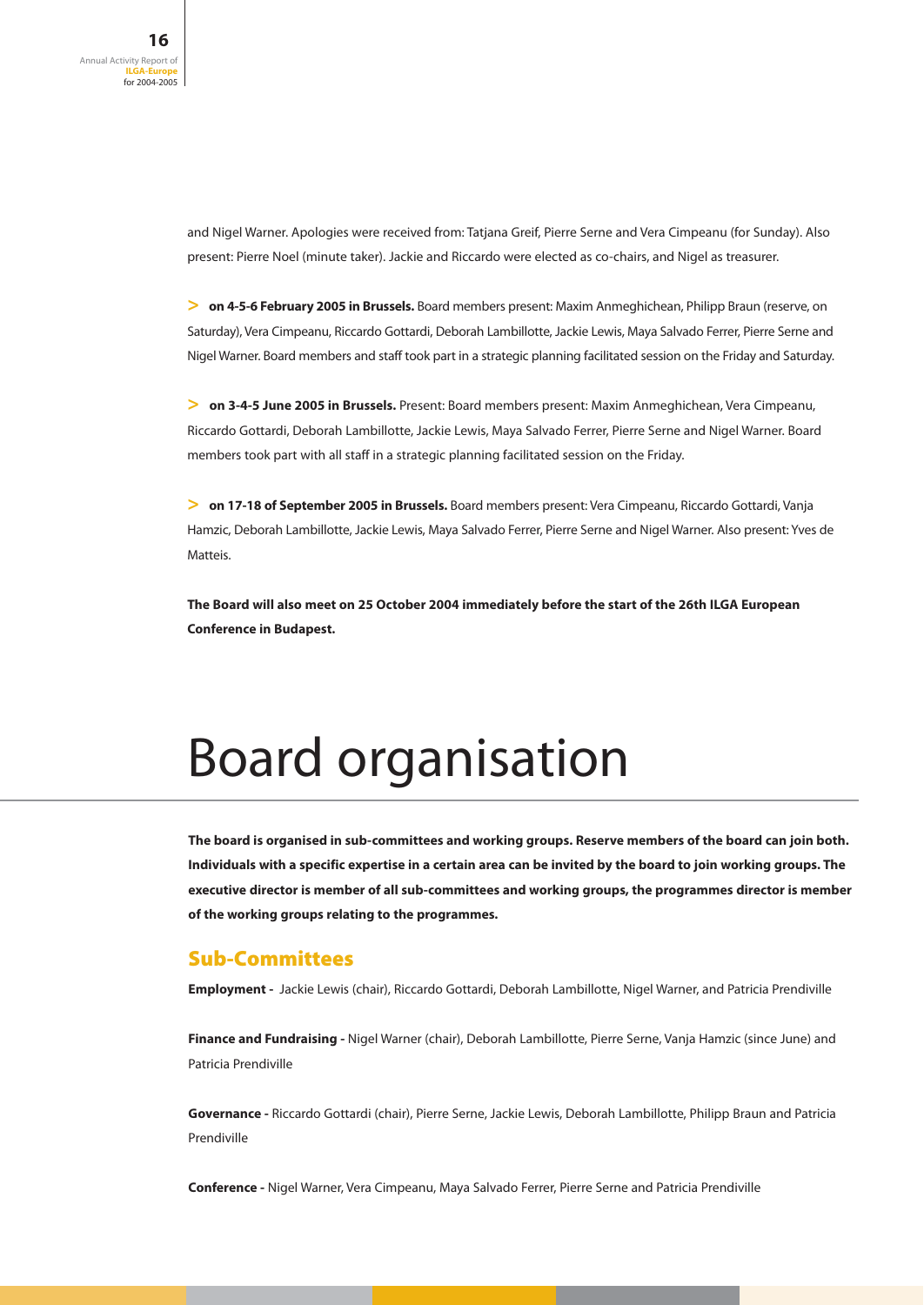and Nigel Warner. Apologies were received from: Tatjana Greif, Pierre Serne and Vera Cimpeanu (for Sunday). Also present: Pierre Noel (minute taker). Jackie and Riccardo were elected as co-chairs, and Nigel as treasurer.

> **on 4-5-6 February 2005 in Brussels.** Board members present: Maxim Anmeghichean, Philipp Braun (reserve, on Saturday), Vera Cimpeanu, Riccardo Gottardi, Deborah Lambillotte, Jackie Lewis, Maya Salvado Ferrer, Pierre Serne and Nigel Warner. Board members and staff took part in a strategic planning facilitated session on the Friday and Saturday.

> **on 3-4-5 June 2005 in Brussels.** Present: Board members present: Maxim Anmeghichean, Vera Cimpeanu, Riccardo Gottardi, Deborah Lambillotte, Jackie Lewis, Maya Salvado Ferrer, Pierre Serne and Nigel Warner. Board members took part with all staff in a strategic planning facilitated session on the Friday.

> **on 17-18 of September 2005 in Brussels.** Board members present: Vera Cimpeanu, Riccardo Gottardi, Vanja Hamzic, Deborah Lambillotte, Jackie Lewis, Maya Salvado Ferrer, Pierre Serne and Nigel Warner. Also present: Yves de Matteis.

**The Board will also meet on 25 October 2004 immediately before the start of the 26th ILGA European Conference in Budapest.**

# Board organisation

**The board is organised in sub-committees and working groups. Reserve members of the board can join both. Individuals with a specific expertise in a certain area can be invited by the board to join working groups. The executive director is member of all sub-committees and working groups, the programmes director is member of the working groups relating to the programmes.**

## Sub-Committees

**Employment -** Jackie Lewis (chair), Riccardo Gottardi, Deborah Lambillotte, Nigel Warner, and Patricia Prendiville

**Finance and Fundraising -** Nigel Warner (chair), Deborah Lambillotte, Pierre Serne, Vanja Hamzic (since June) and Patricia Prendiville

**Governance -** Riccardo Gottardi (chair), Pierre Serne, Jackie Lewis, Deborah Lambillotte, Philipp Braun and Patricia Prendiville

**Conference -** Nigel Warner, Vera Cimpeanu, Maya Salvado Ferrer, Pierre Serne and Patricia Prendiville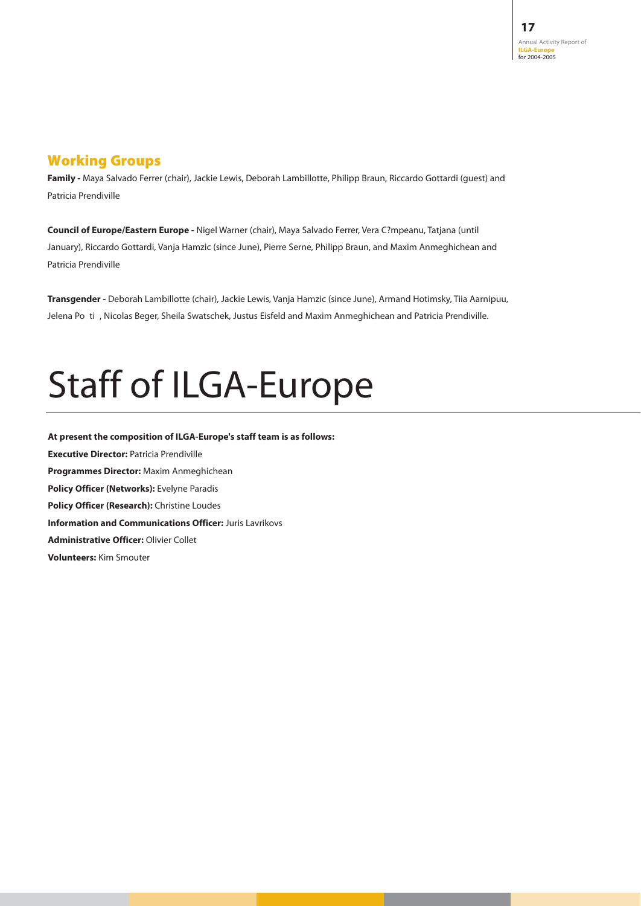## Working Groups

**Family -** Maya Salvado Ferrer (chair), Jackie Lewis, Deborah Lambillotte, Philipp Braun, Riccardo Gottardi (guest) and Patricia Prendiville

**Council of Europe/Eastern Europe -** Nigel Warner (chair), Maya Salvado Ferrer, Vera C?mpeanu, Tatjana (until January), Riccardo Gottardi, Vanja Hamzic (since June), Pierre Serne, Philipp Braun, and Maxim Anmeghichean and Patricia Prendiville

**Transgender -** Deborah Lambillotte (chair), Jackie Lewis, Vanja Hamzic (since June), Armand Hotimsky, Tiia Aarnipuu, Jelena Po ti , Nicolas Beger, Sheila Swatschek, Justus Eisfeld and Maxim Anmeghichean and Patricia Prendiville.

# Staff of ILGA-Europe

**At present the composition of ILGA-Europe's staff team is as follows:**

**Executive Director:** Patricia Prendiville

**Programmes Director:** Maxim Anmeghichean

**Policy Officer (Networks):** Evelyne Paradis

**Policy Officer (Research):** Christine Loudes

**Information and Communications Officer:** Juris Lavrikovs

**Administrative Officer:** Olivier Collet

**Volunteers:** Kim Smouter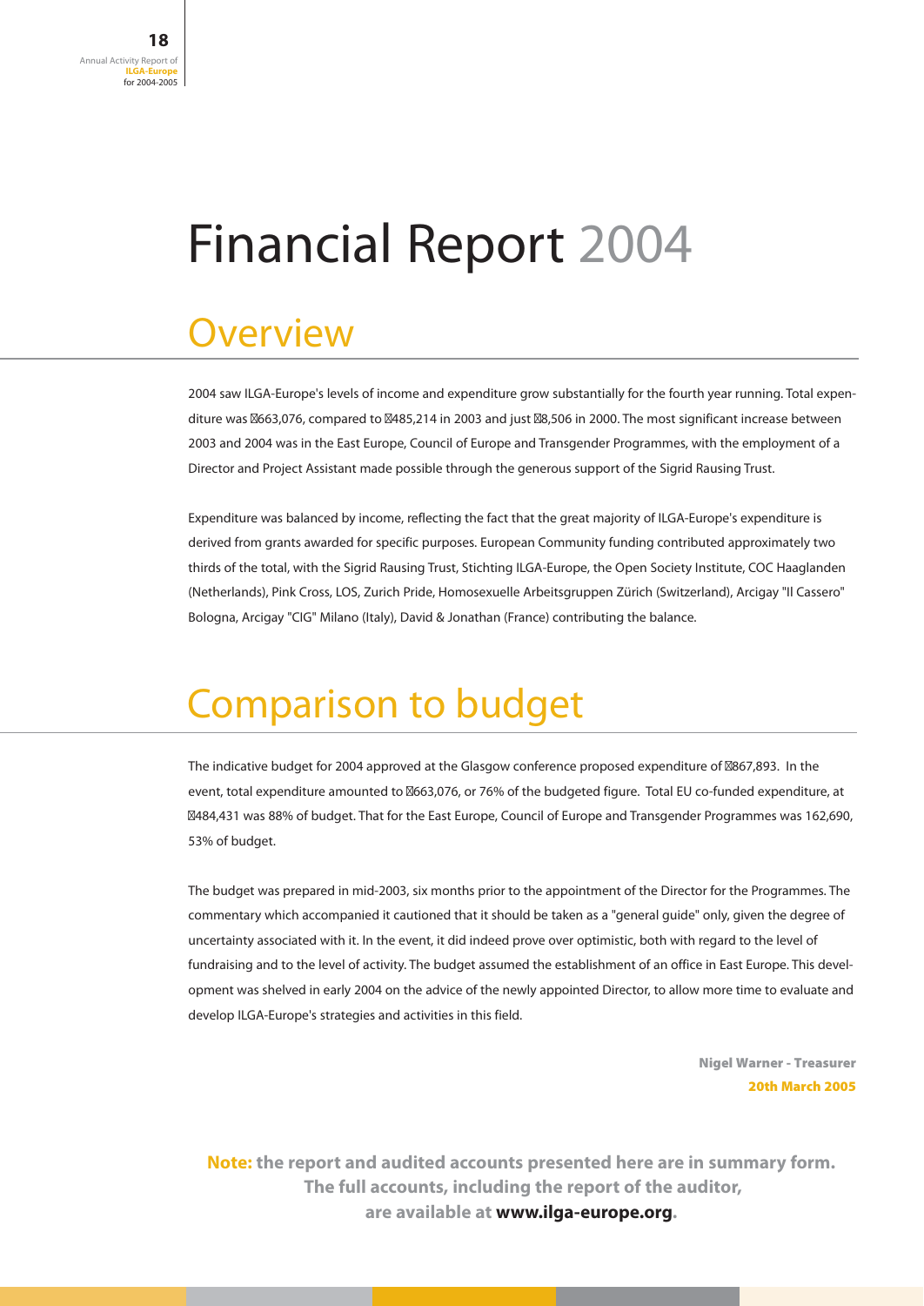# Financial Report 2004

## Overview

2004 saw ILGA-Europe's levels of income and expenditure grow substantially for the fourth year running. Total expenditure was €663,076, compared to €485,214 in 2003 and just €8,506 in 2000. The most significant increase between 2003 and 2004 was in the East Europe, Council of Europe and Transgender Programmes, with the employment of a Director and Project Assistant made possible through the generous support of the Sigrid Rausing Trust.

Expenditure was balanced by income, reflecting the fact that the great majority of ILGA-Europe's expenditure is derived from grants awarded for specific purposes. European Community funding contributed approximately two thirds of the total, with the Sigrid Rausing Trust, Stichting ILGA-Europe, the Open Society Institute, COC Haaglanden (Netherlands), Pink Cross, LOS, Zurich Pride, Homosexuelle Arbeitsgruppen Zürich (Switzerland), Arcigay "Il Cassero" Bologna, Arcigay "CIG" Milano (Italy), David & Jonathan (France) contributing the balance.

## Comparison to budget

The indicative budget for 2004 approved at the Glasgow conference proposed expenditure of €867,893. In the event, total expenditure amounted to €663,076, or 76% of the budgeted figure. Total EU co-funded expenditure, at €484,431 was 88% of budget. That for the East Europe, Council of Europe and Transgender Programmes was 162,690, 53% of budget.

The budget was prepared in mid-2003, six months prior to the appointment of the Director for the Programmes. The commentary which accompanied it cautioned that it should be taken as a "general guide" only, given the degree of uncertainty associated with it. In the event, it did indeed prove over optimistic, both with regard to the level of fundraising and to the level of activity. The budget assumed the establishment of an office in East Europe. This development was shelved in early 2004 on the advice of the newly appointed Director, to allow more time to evaluate and develop ILGA-Europe's strategies and activities in this field.

**Nigel Warner - Treasurer**
**20th March 2005**

**Note: the report and audited accounts presented here are in summary form. The full accounts, including the report of the auditor, are available at www.ilga-europe.org.**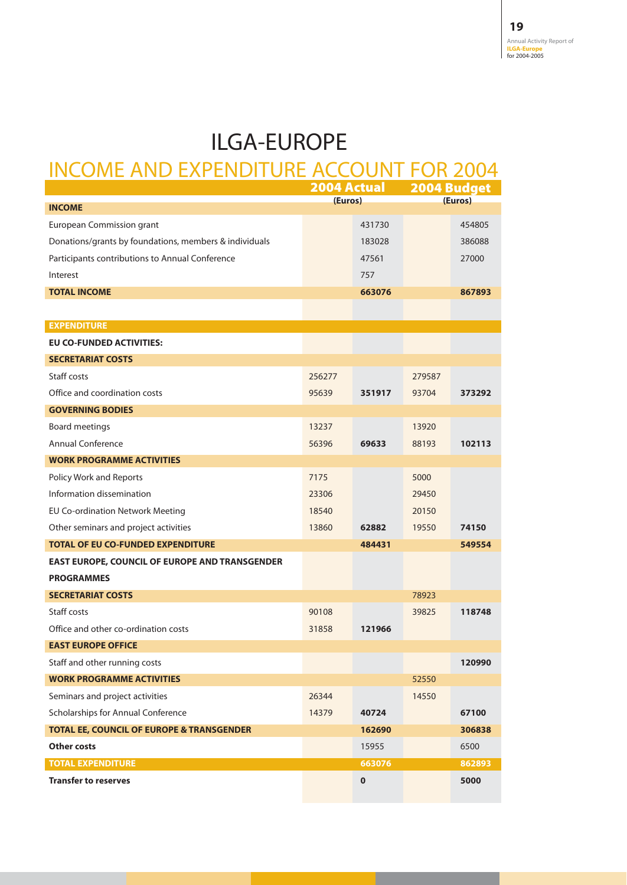# ILGA-EUROPE

## INCOME AND EXPENDITURE ACCOUNT FOR 2004

| | 2004 Actual (Euros) | | 2004 Budget (Euros) | |
|---|---|---|---|---|
| **INCOME** | | | | |
| European Commission grant | | 431730 | | 454805 |
| Donations/grants by foundations, members & individuals | | 183028 | | 386088 |
| Participants contributions to Annual Conference | | 47561 | | 27000 |
| Interest | | 757 | | |
| **TOTAL INCOME** | | **663076** | | **867893** |
| | | | | |
| **EXPENDITURE** | | | | |
| **EU CO-FUNDED ACTIVITIES:** | | | | |
| **SECRETARIAT COSTS** | | | | |
| Staff costs | 256277 | | 279587 | |
| Office and coordination costs | 95639 | **351917** | 93704 | **373292** |
| **GOVERNING BODIES** | | | | |
| Board meetings | 13237 | | 13920 | |
| Annual Conference | 56396 | **69633** | 88193 | **102113** |
| **WORK PROGRAMME ACTIVITIES** | | | | |
| Policy Work and Reports | 7175 | | 5000 | |
| Information dissemination | 23306 | | 29450 | |
| EU Co-ordination Network Meeting | 18540 | | 20150 | |
| Other seminars and project activities | 13860 | **62882** | 19550 | **74150** |
| **TOTAL OF EU CO-FUNDED EXPENDITURE** | | **484431** | | **549554** |
| **EAST EUROPE, COUNCIL OF EUROPE AND TRANSGENDER PROGRAMMES** | | | | |
| **SECRETARIAT COSTS** | | | 78923 | |
| Staff costs | 90108 | | 39825 | **118748** |
| Office and other co-ordination costs | 31858 | **121966** | | |
| **EAST EUROPE OFFICE** | | | | |
| Staff and other running costs | | | | **120990** |
| **WORK PROGRAMME ACTIVITIES** | | | 52550 | |
| Seminars and project activities | 26344 | | 14550 | |
| Scholarships for Annual Conference | 14379 | **40724** | | **67100** |
| **TOTAL EE, COUNCIL OF EUROPE & TRANSGENDER** | | **162690** | | **306838** |
| **Other costs** | | 15955 | | 6500 |
| **TOTAL EXPENDITURE** | | **663076** | | **862893** |
| **Transfer to reserves** | | **0** | | **5000** |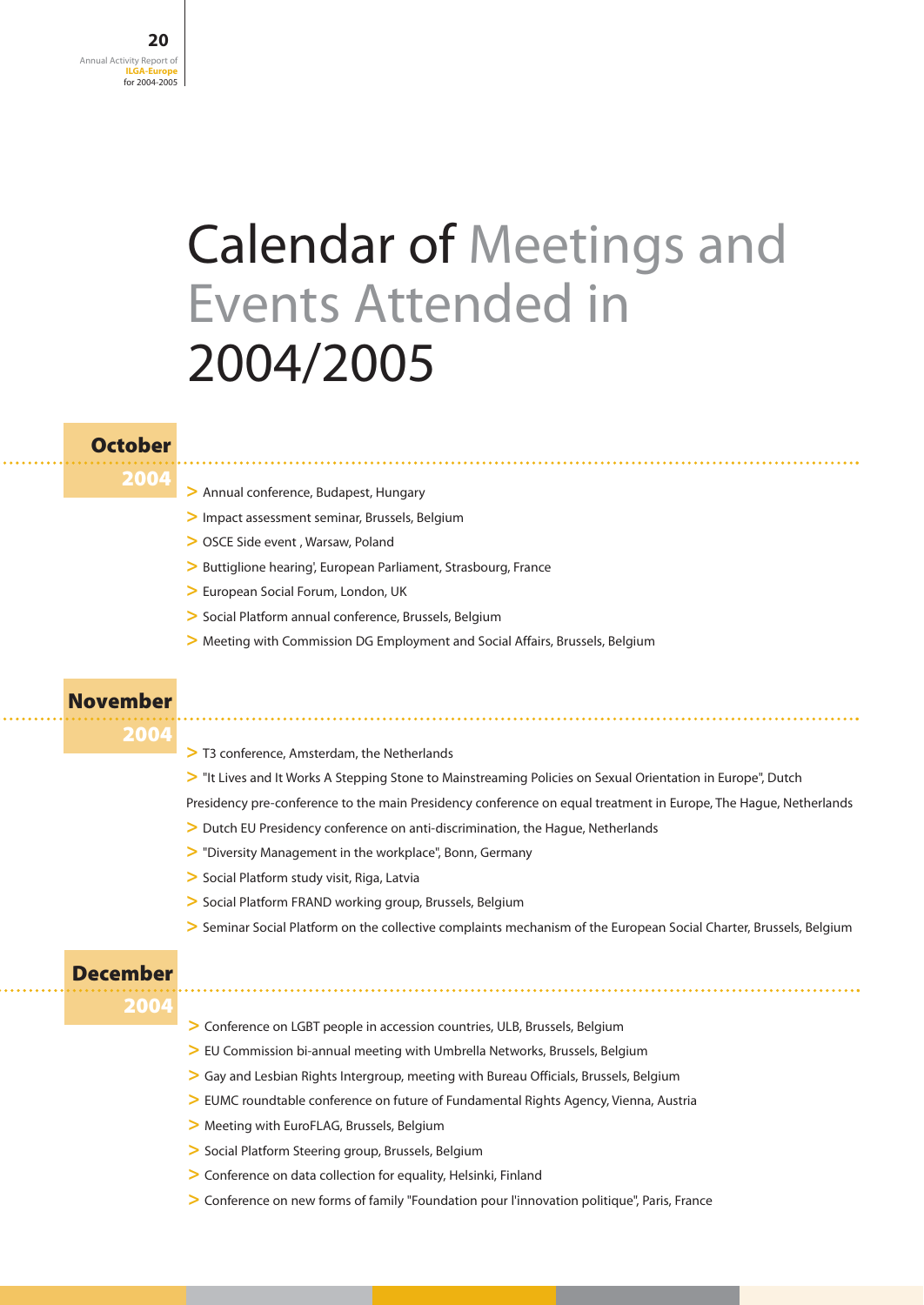# Calendar of Meetings and Events Attended in 2004/2005

## October 2004

- Annual conference, Budapest, Hungary
- Impact assessment seminar, Brussels, Belgium
- OSCE Side event , Warsaw, Poland
- Buttiglione hearing', European Parliament, Strasbourg, France
- European Social Forum, London, UK
- Social Platform annual conference, Brussels, Belgium
- Meeting with Commission DG Employment and Social Affairs, Brussels, Belgium

## November 2004

- T3 conference, Amsterdam, the Netherlands
- "It Lives and It Works A Stepping Stone to Mainstreaming Policies on Sexual Orientation in Europe", Dutch Presidency pre-conference to the main Presidency conference on equal treatment in Europe, The Hague, Netherlands
- Dutch EU Presidency conference on anti-discrimination, the Hague, Netherlands
- "Diversity Management in the workplace", Bonn, Germany
- Social Platform study visit, Riga, Latvia
- Social Platform FRAND working group, Brussels, Belgium
- Seminar Social Platform on the collective complaints mechanism of the European Social Charter, Brussels, Belgium

## December 2004

- Conference on LGBT people in accession countries, ULB, Brussels, Belgium
- EU Commission bi-annual meeting with Umbrella Networks, Brussels, Belgium
- Gay and Lesbian Rights Intergroup, meeting with Bureau Officials, Brussels, Belgium
- EUMC roundtable conference on future of Fundamental Rights Agency, Vienna, Austria
- Meeting with EuroFLAG, Brussels, Belgium
- Social Platform Steering group, Brussels, Belgium
- Conference on data collection for equality, Helsinki, Finland
- Conference on new forms of family "Foundation pour l'innovation politique", Paris, France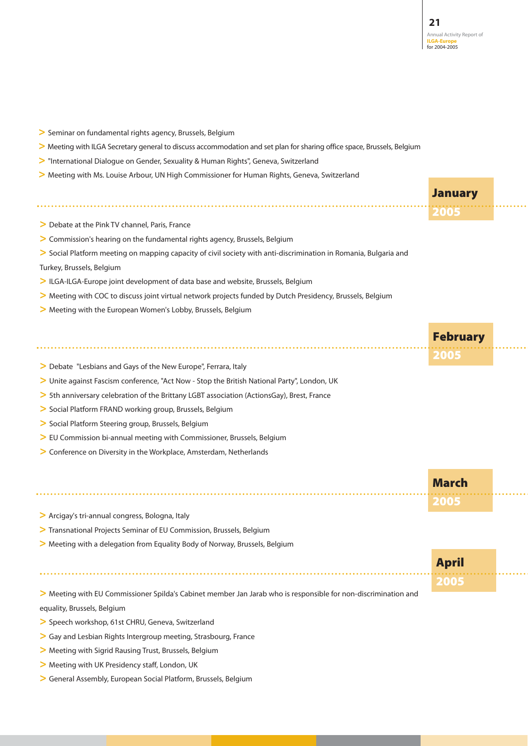- Seminar on fundamental rights agency, Brussels, Belgium
- Meeting with ILGA Secretary general to discuss accommodation and set plan for sharing office space, Brussels, Belgium
- "International Dialogue on Gender, Sexuality & Human Rights", Geneva, Switzerland
- Meeting with Ms. Louise Arbour, UN High Commissioner for Human Rights, Geneva, Switzerland

## January 2005

- Debate at the Pink TV channel, Paris, France
- Commission's hearing on the fundamental rights agency, Brussels, Belgium
- Social Platform meeting on mapping capacity of civil society with anti-discrimination in Romania, Bulgaria and Turkey, Brussels, Belgium
- ILGA-ILGA-Europe joint development of data base and website, Brussels, Belgium
- Meeting with COC to discuss joint virtual network projects funded by Dutch Presidency, Brussels, Belgium
- Meeting with the European Women's Lobby, Brussels, Belgium

## February 2005

- Debate "Lesbians and Gays of the New Europe", Ferrara, Italy
- Unite against Fascism conference, "Act Now - Stop the British National Party", London, UK
- 5th anniversary celebration of the Brittany LGBT association (ActionsGay), Brest, France
- Social Platform FRAND working group, Brussels, Belgium
- Social Platform Steering group, Brussels, Belgium
- EU Commission bi-annual meeting with Commissioner, Brussels, Belgium
- Conference on Diversity in the Workplace, Amsterdam, Netherlands

## March 2005

- Arcigay's tri-annual congress, Bologna, Italy
- Transnational Projects Seminar of EU Commission, Brussels, Belgium
- Meeting with a delegation from Equality Body of Norway, Brussels, Belgium

## April 2005

- Meeting with EU Commissioner Spilda's Cabinet member Jan Jarab who is responsible for non-discrimination and equality, Brussels, Belgium
- Speech workshop, 61st CHRU, Geneva, Switzerland
- Gay and Lesbian Rights Intergroup meeting, Strasbourg, France
- Meeting with Sigrid Rausing Trust, Brussels, Belgium
- Meeting with UK Presidency staff, London, UK
- General Assembly, European Social Platform, Brussels, Belgium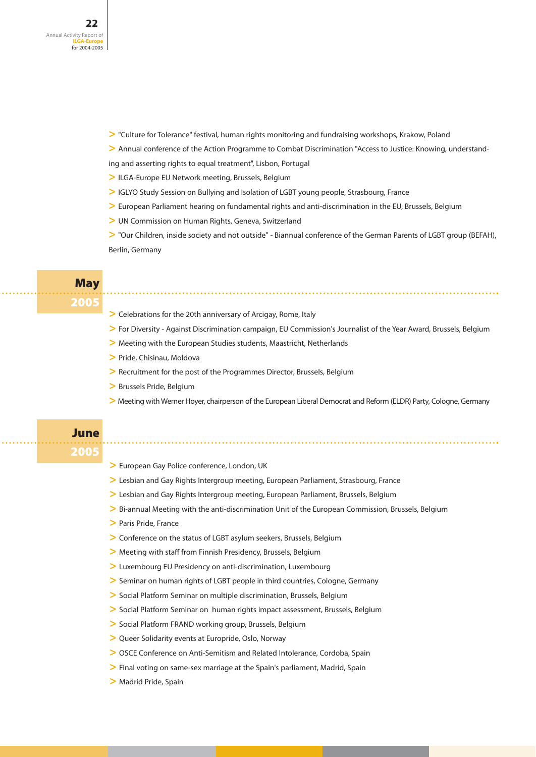- "Culture for Tolerance" festival, human rights monitoring and fundraising workshops, Krakow, Poland
- Annual conference of the Action Programme to Combat Discrimination "Access to Justice: Knowing, understanding and asserting rights to equal treatment", Lisbon, Portugal
- ILGA-Europe EU Network meeting, Brussels, Belgium
- IGLYO Study Session on Bullying and Isolation of LGBT young people, Strasbourg, France
- European Parliament hearing on fundamental rights and anti-discrimination in the EU, Brussels, Belgium
- UN Commission on Human Rights, Geneva, Switzerland
- "Our Children, inside society and not outside" - Biannual conference of the German Parents of LGBT group (BEFAH), Berlin, Germany

## May 2005

- Celebrations for the 20th anniversary of Arcigay, Rome, Italy
- For Diversity - Against Discrimination campaign, EU Commission's Journalist of the Year Award, Brussels, Belgium
- Meeting with the European Studies students, Maastricht, Netherlands
- Pride, Chisinau, Moldova
- Recruitment for the post of the Programmes Director, Brussels, Belgium
- Brussels Pride, Belgium
- Meeting with Werner Hoyer, chairperson of the European Liberal Democrat and Reform (ELDR) Party, Cologne, Germany

## June 2005

- European Gay Police conference, London, UK
- Lesbian and Gay Rights Intergroup meeting, European Parliament, Strasbourg, France
- Lesbian and Gay Rights Intergroup meeting, European Parliament, Brussels, Belgium
- Bi-annual Meeting with the anti-discrimination Unit of the European Commission, Brussels, Belgium
- Paris Pride, France
- Conference on the status of LGBT asylum seekers, Brussels, Belgium
- Meeting with staff from Finnish Presidency, Brussels, Belgium
- Luxembourg EU Presidency on anti-discrimination, Luxembourg
- Seminar on human rights of LGBT people in third countries, Cologne, Germany
- Social Platform Seminar on multiple discrimination, Brussels, Belgium
- Social Platform Seminar on human rights impact assessment, Brussels, Belgium
- Social Platform FRAND working group, Brussels, Belgium
- Queer Solidarity events at Europride, Oslo, Norway
- OSCE Conference on Anti-Semitism and Related Intolerance, Cordoba, Spain
- Final voting on same-sex marriage at the Spain's parliament, Madrid, Spain
- Madrid Pride, Spain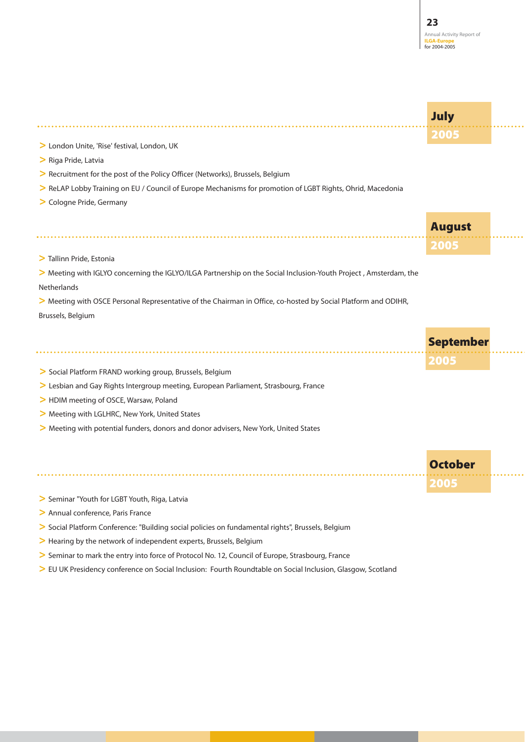## July 2005

- London Unite, 'Rise' festival, London, UK
- Riga Pride, Latvia
- Recruitment for the post of the Policy Officer (Networks), Brussels, Belgium
- ReLAP Lobby Training on EU / Council of Europe Mechanisms for promotion of LGBT Rights, Ohrid, Macedonia
- Cologne Pride, Germany

## August 2005

- Tallinn Pride, Estonia
- Meeting with IGLYO concerning the IGLYO/ILGA Partnership on the Social Inclusion-Youth Project , Amsterdam, the Netherlands
- Meeting with OSCE Personal Representative of the Chairman in Office, co-hosted by Social Platform and ODIHR, Brussels, Belgium

## September 2005

- Social Platform FRAND working group, Brussels, Belgium
- Lesbian and Gay Rights Intergroup meeting, European Parliament, Strasbourg, France
- HDIM meeting of OSCE, Warsaw, Poland
- Meeting with LGLHRC, New York, United States
- Meeting with potential funders, donors and donor advisers, New York, United States

## October 2005

- Seminar "Youth for LGBT Youth, Riga, Latvia
- Annual conference, Paris France
- Social Platform Conference: "Building social policies on fundamental rights", Brussels, Belgium
- Hearing by the network of independent experts, Brussels, Belgium
- Seminar to mark the entry into force of Protocol No. 12, Council of Europe, Strasbourg, France
- EU UK Presidency conference on Social Inclusion: Fourth Roundtable on Social Inclusion, Glasgow, Scotland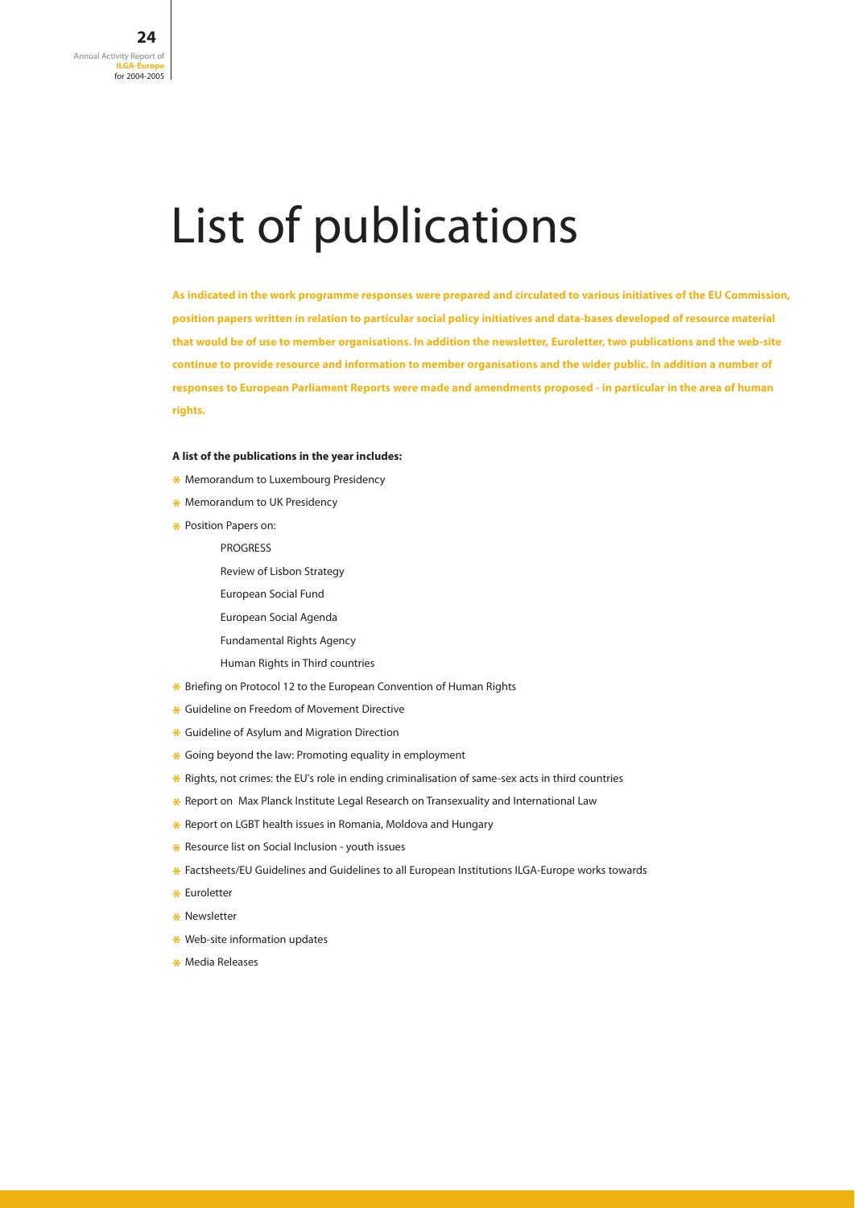# List of publications

**As indicated in the work programme responses were prepared and circulated to various initiatives of the EU Commission, position papers written in relation to particular social policy initiatives and data-bases developed of resource material that would be of use to member organisations. In addition the newsletter, Euroletter, two publications and the web-site continue to provide resource and information to member organisations and the wider public. In addition a number of responses to European Parliament Reports were made and amendments proposed - in particular in the area of human rights.**

**A list of the publications in the year includes:**

- Memorandum to Luxembourg Presidency
- Memorandum to UK Presidency
- Position Papers on:
  - PROGRESS
  - Review of Lisbon Strategy
  - European Social Fund
  - European Social Agenda
  - Fundamental Rights Agency
  - Human Rights in Third countries
- Briefing on Protocol 12 to the European Convention of Human Rights
- Guideline on Freedom of Movement Directive
- Guideline of Asylum and Migration Direction
- Going beyond the law: Promoting equality in employment
- Rights, not crimes: the EU's role in ending criminalisation of same-sex acts in third countries
- Report on Max Planck Institute Legal Research on Transexuality and International Law
- Report on LGBT health issues in Romania, Moldova and Hungary
- Resource list on Social Inclusion - youth issues
- Factsheets/EU Guidelines and Guidelines to all European Institutions ILGA-Europe works towards
- Euroletter
- Newsletter
- Web-site information updates
- Media Releases